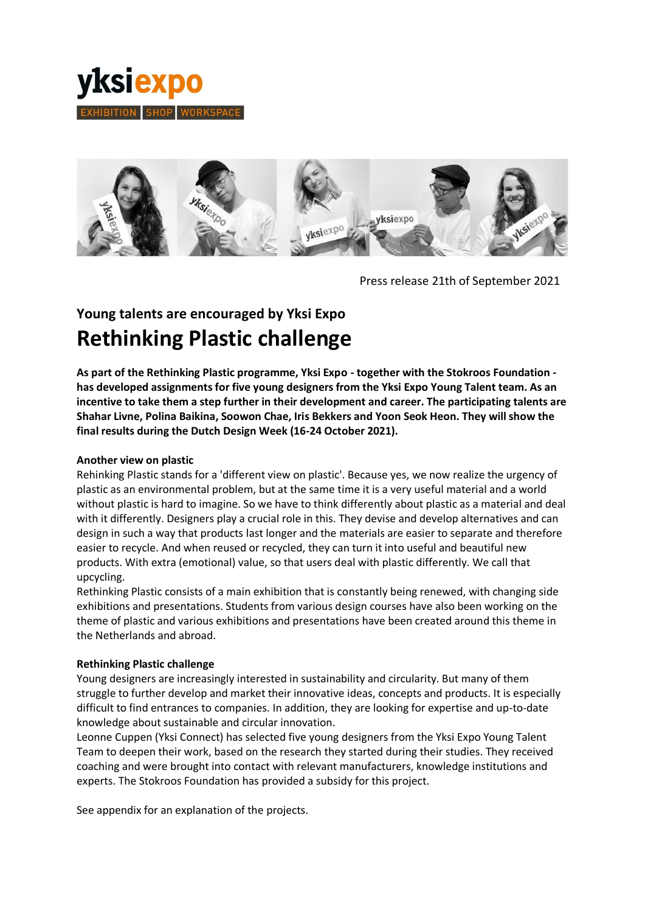yksiexpo

EXHIBITION | SHOP | WORKSPACE

Press release 21th of September 2021

## Young talents are encouraged by Yksi Expo

# Rethinking Plastic challenge

**As part of the Rethinking Plastic programme, Yksi Expo - together with the Stokroos Foundation - has developed assignments for five young designers from the Yksi Expo Young Talent team. As an incentive to take them a step further in their development and career. The participating talents are Shahar Livne, Polina Baikina, Soowon Chae, Iris Bekkers and Yoon Seok Heon. They will show the final results during the Dutch Design Week (16-24 October 2021).**

**Another view on plastic**

Rehinking Plastic stands for a 'different view on plastic'. Because yes, we now realize the urgency of plastic as an environmental problem, but at the same time it is a very useful material and a world without plastic is hard to imagine. So we have to think differently about plastic as a material and deal with it differently. Designers play a crucial role in this. They devise and develop alternatives and can design in such a way that products last longer and the materials are easier to separate and therefore easier to recycle. And when reused or recycled, they can turn it into useful and beautiful new products. With extra (emotional) value, so that users deal with plastic differently. We call that upcycling.

Rethinking Plastic consists of a main exhibition that is constantly being renewed, with changing side exhibitions and presentations. Students from various design courses have also been working on the theme of plastic and various exhibitions and presentations have been created around this theme in the Netherlands and abroad.

**Rethinking Plastic challenge**

Young designers are increasingly interested in sustainability and circularity. But many of them struggle to further develop and market their innovative ideas, concepts and products. It is especially difficult to find entrances to companies. In addition, they are looking for expertise and up-to-date knowledge about sustainable and circular innovation.

Leonne Cuppen (Yksi Connect) has selected five young designers from the Yksi Expo Young Talent Team to deepen their work, based on the research they started during their studies. They received coaching and were brought into contact with relevant manufacturers, knowledge institutions and experts. The Stokroos Foundation has provided a subsidy for this project.

See appendix for an explanation of the projects.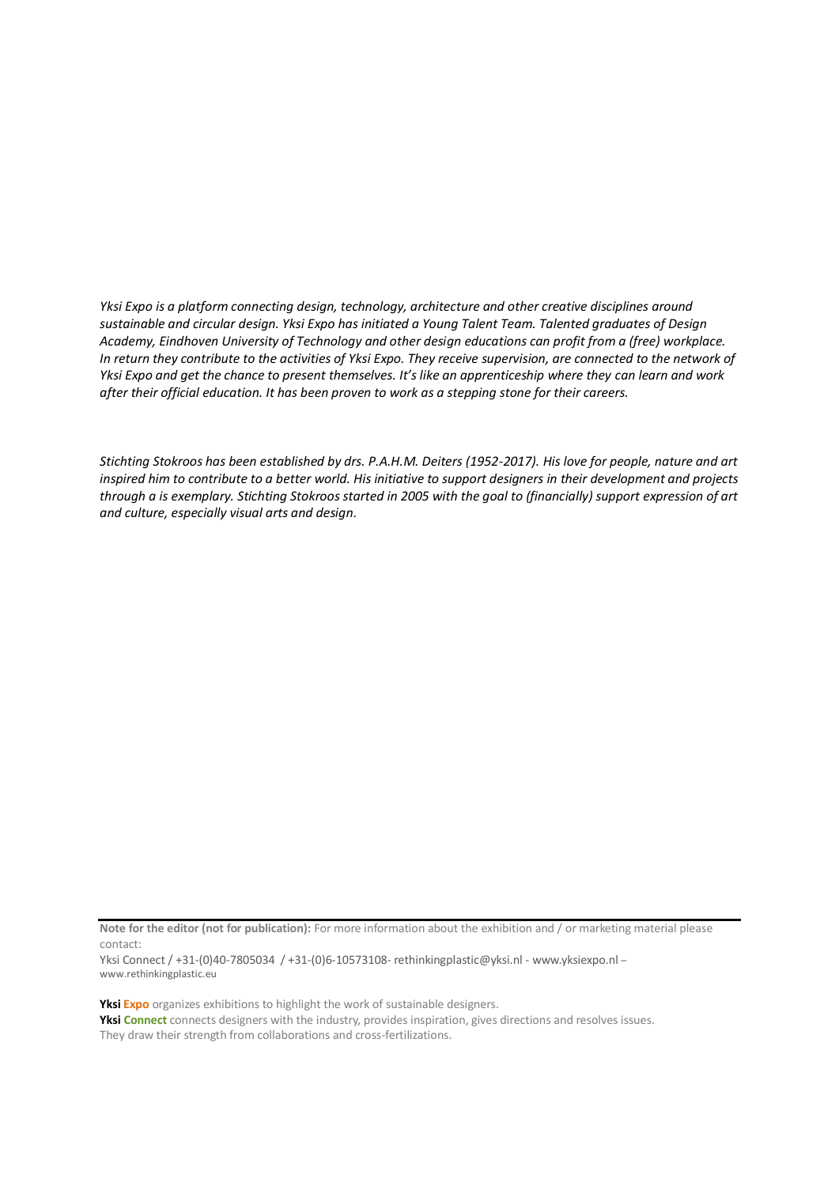*Yksi Expo is a platform connecting design, technology, architecture and other creative disciplines around sustainable and circular design. Yksi Expo has initiated a Young Talent Team. Talented graduates of Design Academy, Eindhoven University of Technology and other design educations can profit from a (free) workplace. In return they contribute to the activities of Yksi Expo. They receive supervision, are connected to the network of Yksi Expo and get the chance to present themselves. It's like an apprenticeship where they can learn and work after their official education. It has been proven to work as a stepping stone for their careers.*

*Stichting Stokroos has been established by drs. P.A.H.M. Deiters (1952-2017). His love for people, nature and art inspired him to contribute to a better world. His initiative to support designers in their development and projects through a is exemplary. Stichting Stokroos started in 2005 with the goal to (financially) support expression of art and culture, especially visual arts and design.*

---

**Note for the editor (not for publication):** For more information about the exhibition and / or marketing material please contact:

Yksi Connect / +31-(0)40-7805034 / +31-(0)6-10573108- rethinkingplastic@yksi.nl - www.yksiexpo.nl – www.rethinkingplastic.eu

**Yksi Expo** organizes exhibitions to highlight the work of sustainable designers.

**Yksi Connect** connects designers with the industry, provides inspiration, gives directions and resolves issues. They draw their strength from collaborations and cross-fertilizations.